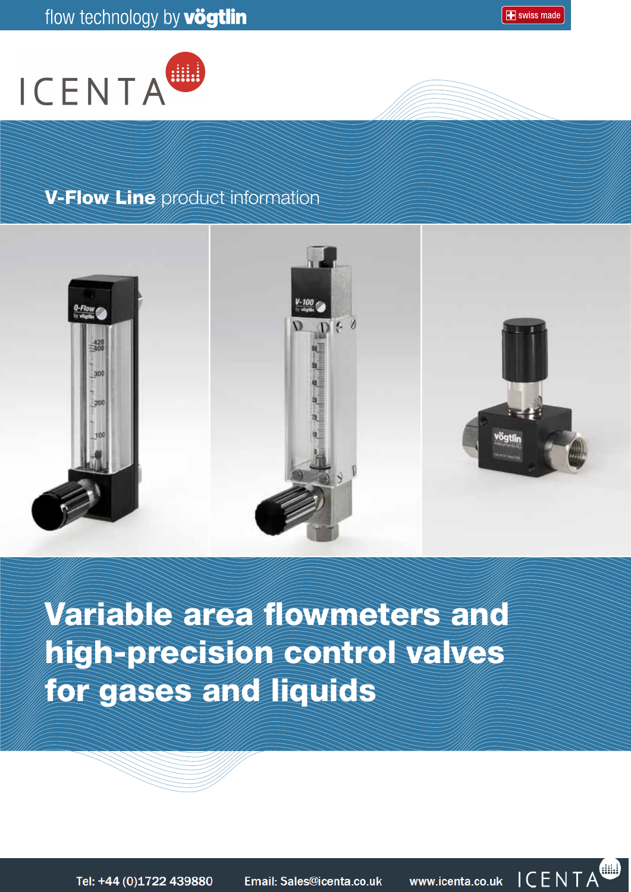flow technology by **vögtlin**

swiss made

ICENTA

**V-Flow Line** product information

# Variable area flowmeters and high-precision control valves for gases and liquids

Tel: +44 (0)1722 439880 Email: Sales@icenta.co.uk www.icenta.co.uk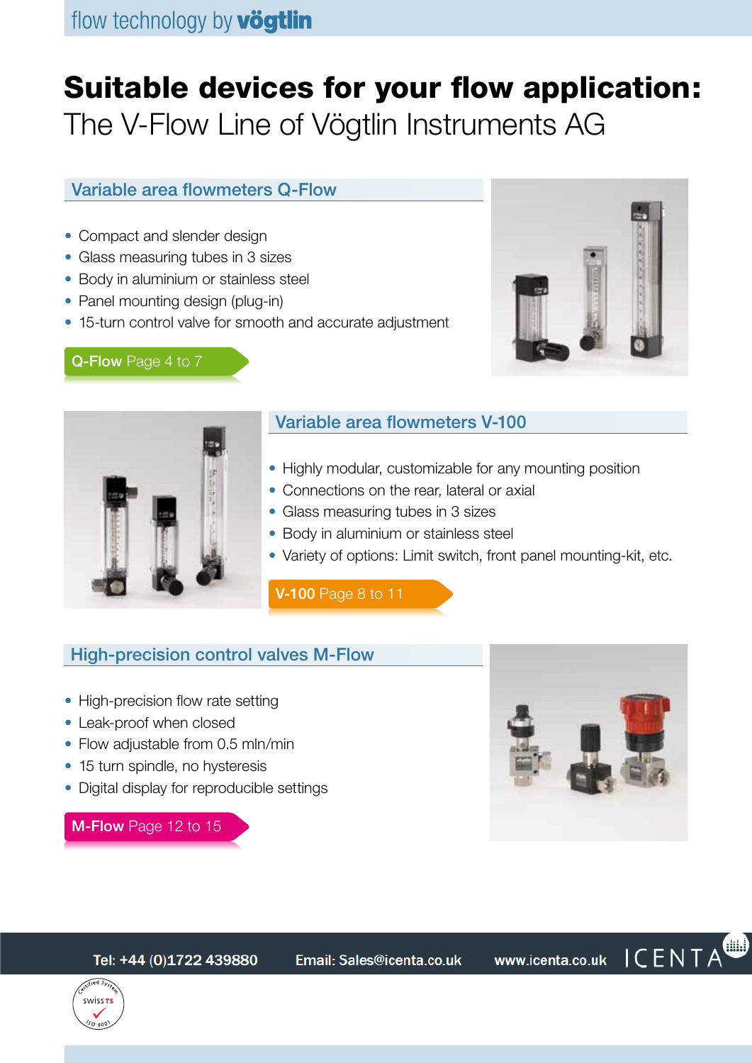# Suitable devices for your flow application:

The V-Flow Line of Vögtlin Instruments AG

## Variable area flowmeters Q-Flow

- Compact and slender design
- Glass measuring tubes in 3 sizes
- Body in aluminium or stainless steel
- Panel mounting design (plug-in)
- 15-turn control valve for smooth and accurate adjustment

**Q-Flow** Page 4 to 7

## Variable area flowmeters V-100

- Highly modular, customizable for any mounting position
- Connections on the rear, lateral or axial
- Glass measuring tubes in 3 sizes
- Body in aluminium or stainless steel
- Variety of options: Limit switch, front panel mounting-kit, etc.

**V-100** Page 8 to 11

## High-precision control valves M-Flow

- High-precision flow rate setting
- Leak-proof when closed
- Flow adjustable from 0.5 mln/min
- 15 turn spindle, no hysteresis
- Digital display for reproducible settings

**M-Flow** Page 12 to 15

Tel: +44 (0)1722 439880 Email: Sales@icenta.co.uk www.icenta.co.uk ICENTA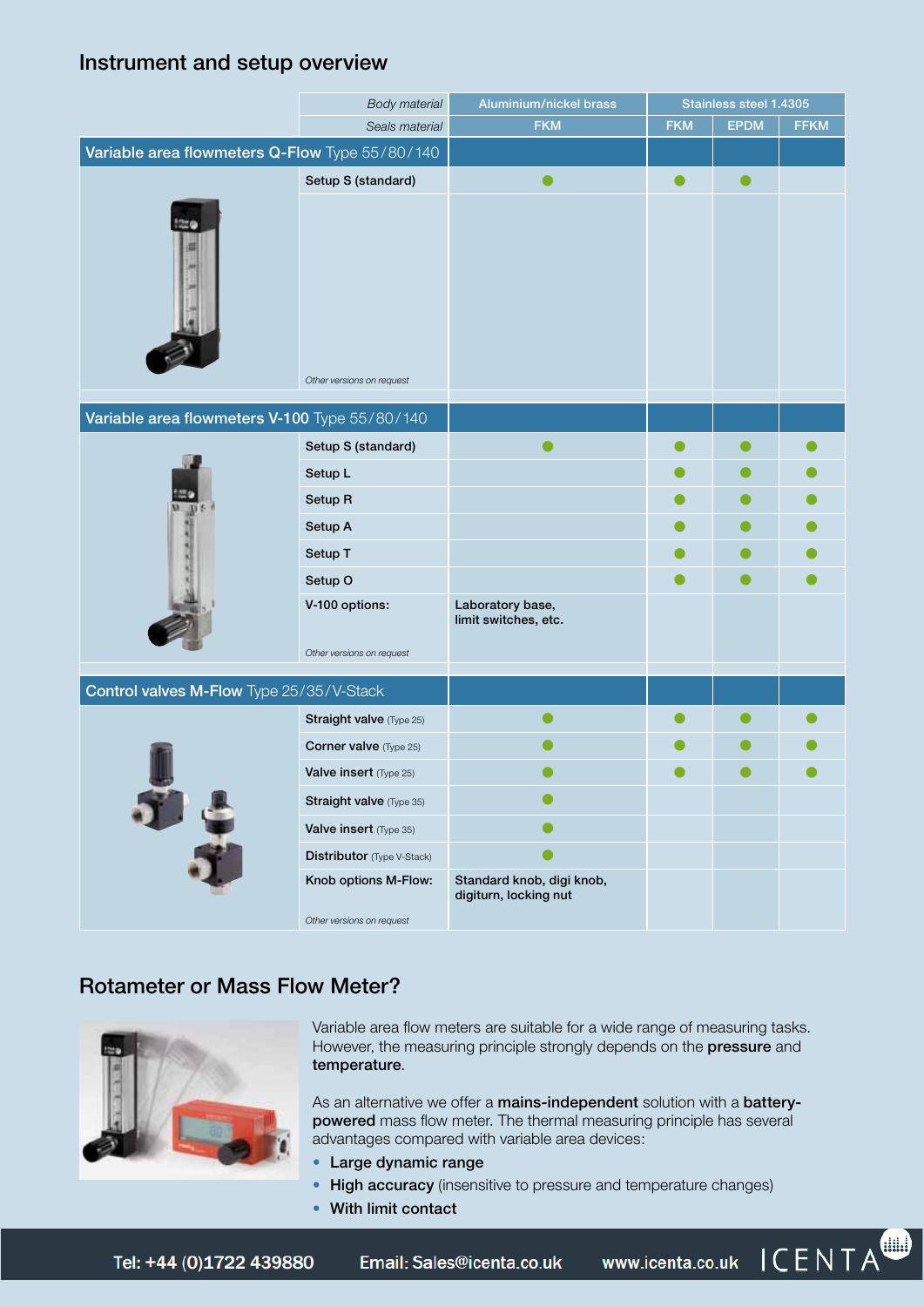## Instrument and setup overview

| | Aluminium/nickel brass | Stainless steel 1.4305 | | |
|---|---|---|---|---|
| *Body material* | Aluminium/nickel brass | Stainless steel 1.4305 | | |
| *Seals material* | FKM | FKM | EPDM | FFKM |
| **Variable area flowmeters Q-Flow** Type 55/80/140 | | | | |
| Setup S (standard) | ● | ● | ● | |
| *Other versions on request* | | | | |
| **Variable area flowmeters V-100** Type 55/80/140 | | | | |
| Setup S (standard) | ● | ● | ● | ● |
| Setup L | | ● | ● | ● |
| Setup R | | ● | ● | ● |
| Setup A | | ● | ● | ● |
| Setup T | | ● | ● | ● |
| Setup O | | ● | ● | ● |
| V-100 options: | Laboratory base, limit switches, etc. | | | |
| *Other versions on request* | | | | |
| **Control valves M-Flow** Type 25/35/V-Stack | | | | |
| Straight valve (Type 25) | ● | ● | ● | ● |
| Corner valve (Type 25) | ● | ● | ● | ● |
| Valve insert (Type 25) | ● | ● | ● | ● |
| Straight valve (Type 35) | ● | | | |
| Valve insert (Type 35) | ● | | | |
| Distributor (Type V-Stack) | ● | | | |
| Knob options M-Flow: | Standard knob, digi knob, digiturn, locking nut | | | |
| *Other versions on request* | | | | |

## Rotameter or Mass Flow Meter?

Variable area flow meters are suitable for a wide range of measuring tasks. However, the measuring principle strongly depends on the **pressure** and **temperature**.

As an alternative we offer a **mains-independent** solution with a **battery-powered** mass flow meter. The thermal measuring principle has several advantages compared with variable area devices:

- **Large dynamic range**
- **High accuracy** (insensitive to pressure and temperature changes)
- **With limit contact**

Tel: +44 (0)1722 439880 Email: Sales@icenta.co.uk www.icenta.co.uk ICENTA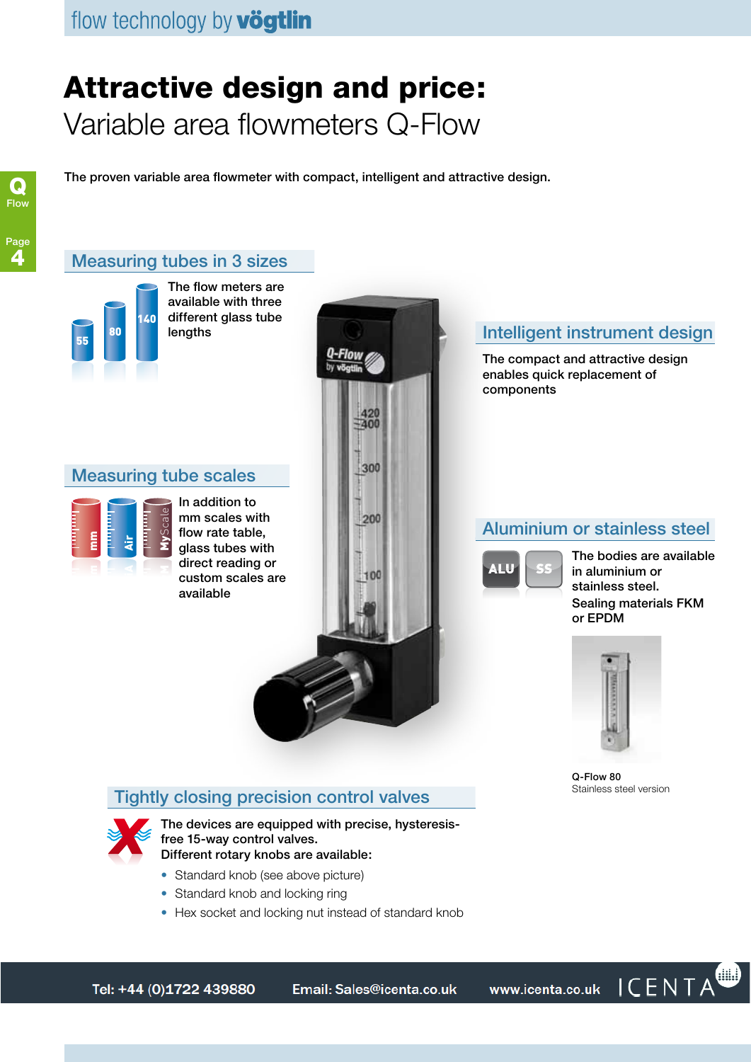# Attractive design and price:

## Variable area flowmeters Q-Flow

The proven variable area flowmeter with compact, intelligent and attractive design.

### Measuring tubes in 3 sizes

55
80
140

The flow meters are available with three different glass tube lengths

### Measuring tube scales

mm
Air
MyScale

In addition to mm scales with flow rate table, glass tubes with direct reading or custom scales are available

### Intelligent instrument design

The compact and attractive design enables quick replacement of components

### Aluminium or stainless steel

ALU
SS

The bodies are available in aluminium or stainless steel.
Sealing materials FKM or EPDM

Q-Flow 80
Stainless steel version

### Tightly closing precision control valves

The devices are equipped with precise, hysteresis-free 15-way control valves.
Different rotary knobs are available:

- Standard knob (see above picture)
- Standard knob and locking ring
- Hex socket and locking nut instead of standard knob

Tel: +44 (0)1722 439880 Email: Sales@icenta.co.uk www.icenta.co.uk ICENTA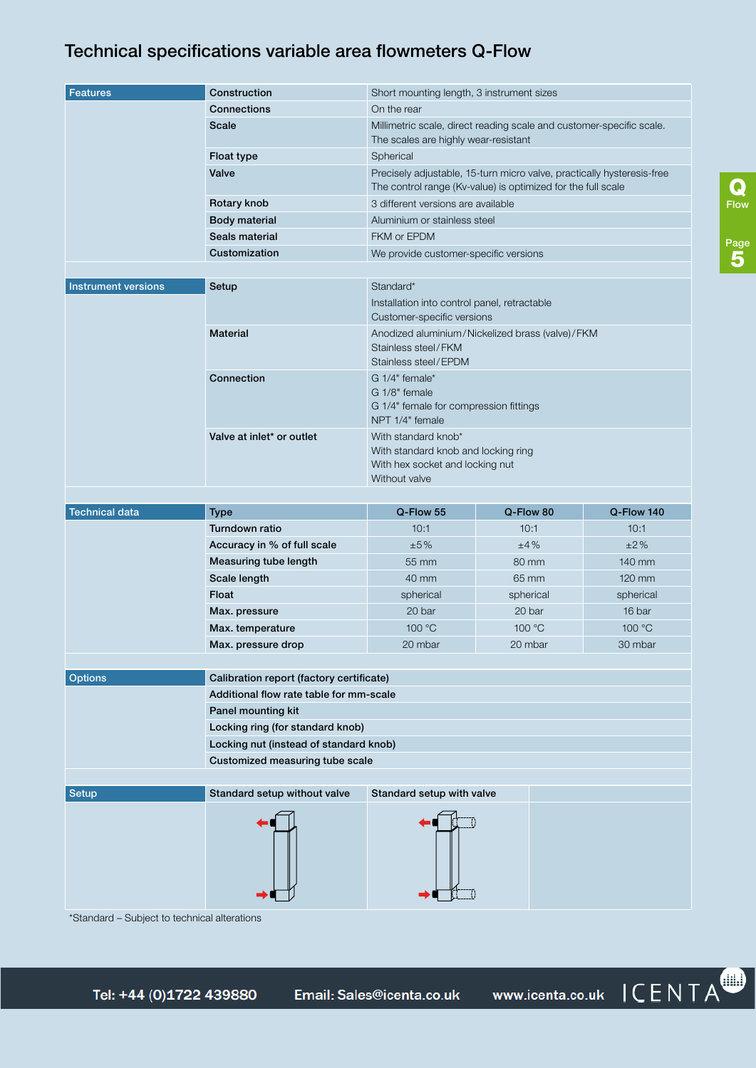# Technical specifications variable area flowmeters Q-Flow

| | | |
|---|---|---|
| **Features** | **Construction** | Short mounting length, 3 instrument sizes |
| | **Connections** | On the rear |
| | **Scale** | Millimetric scale, direct reading scale and customer-specific scale. The scales are highly wear-resistant |
| | **Float type** | Spherical |
| | **Valve** | Precisely adjustable, 15-turn micro valve, practically hysteresis-free The control range (Kv-value) is optimized for the full scale |
| | **Rotary knob** | 3 different versions are available |
| | **Body material** | Aluminium or stainless steel |
| | **Seals material** | FKM or EPDM |
| | **Customization** | We provide customer-specific versions |

| | | |
|---|---|---|
| **Instrument versions** | **Setup** | Standard*<br>Installation into control panel, retractable<br>Customer-specific versions |
| | **Material** | Anodized aluminium/Nickelized brass (valve)/FKM<br>Stainless steel/FKM<br>Stainless steel/EPDM |
| | **Connection** | G 1/4" female*<br>G 1/8" female<br>G 1/4" female for compression fittings<br>NPT 1/4" female |
| | **Valve at inlet* or outlet** | With standard knob*<br>With standard knob and locking ring<br>With hex socket and locking nut<br>Without valve |

| **Technical data** | **Type** | **Q-Flow 55** | **Q-Flow 80** | **Q-Flow 140** |
|---|---|---|---|---|
| | **Turndown ratio** | 10:1 | 10:1 | 10:1 |
| | **Accuracy in % of full scale** | ±5% | ±4% | ±2% |
| | **Measuring tube length** | 55 mm | 80 mm | 140 mm |
| | **Scale length** | 40 mm | 65 mm | 120 mm |
| | **Float** | spherical | spherical | spherical |
| | **Max. pressure** | 20 bar | 20 bar | 16 bar |
| | **Max. temperature** | 100 °C | 100 °C | 100 °C |
| | **Max. pressure drop** | 20 mbar | 20 mbar | 30 mbar |

| | |
|---|---|
| **Options** | **Calibration report (factory certificate)** |
| | **Additional flow rate table for mm-scale** |
| | **Panel mounting kit** |
| | **Locking ring (for standard knob)** |
| | **Locking nut (instead of standard knob)** |
| | **Customized measuring tube scale** |

| | | | |
|---|---|---|---|
| **Setup** | **Standard setup without valve** | **Standard setup with valve** | |

*Standard – Subject to technical alterations

Tel: +44 (0)1722 439880 Email: Sales@icenta.co.uk www.icenta.co.uk ICENTA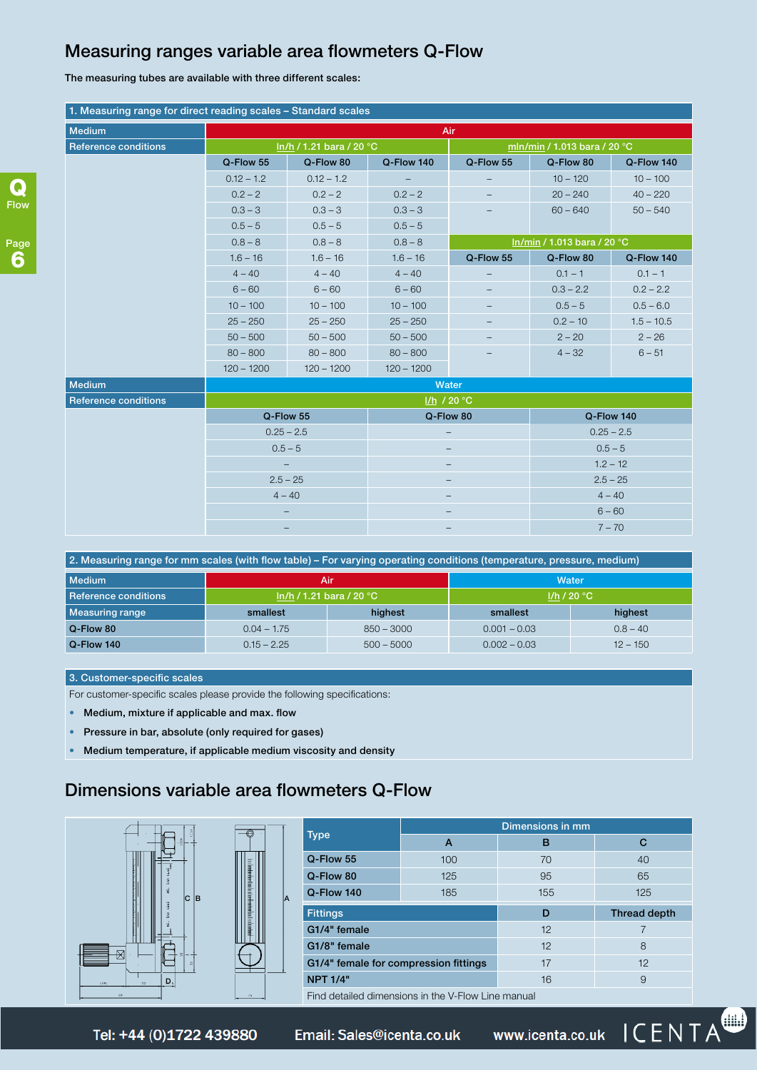# Measuring ranges variable area flowmeters Q-Flow

The measuring tubes are available with three different scales:

### 1. Measuring range for direct reading scales – Standard scales

| Medium | Air | | | | | |
|---|---|---|---|---|---|---|
| Reference conditions | ln/h / 1.21 bara / 20 °C | | | mln/min / 1.013 bara / 20 °C | | |
| | Q-Flow 55 | Q-Flow 80 | Q-Flow 140 | Q-Flow 55 | Q-Flow 80 | Q-Flow 140 |
| | 0.12 – 1.2 | 0.12 – 1.2 | – | – | 10 – 120 | 10 – 100 |
| | 0.2 – 2 | 0.2 – 2 | 0.2 – 2 | – | 20 – 240 | 40 – 220 |
| | 0.3 – 3 | 0.3 – 3 | 0.3 – 3 | – | 60 – 640 | 50 – 540 |
| | 0.5 – 5 | 0.5 – 5 | 0.5 – 5 | | | |
| | 0.8 – 8 | 0.8 – 8 | 0.8 – 8 | ln/min / 1.013 bara / 20 °C | | |
| | 1.6 – 16 | 1.6 – 16 | 1.6 – 16 | Q-Flow 55 | Q-Flow 80 | Q-Flow 140 |
| | 4 – 40 | 4 – 40 | 4 – 40 | – | 0.1 – 1 | 0.1 – 1 |
| | 6 – 60 | 6 – 60 | 6 – 60 | – | 0.3 – 2.2 | 0.2 – 2.2 |
| | 10 – 100 | 10 – 100 | 10 – 100 | – | 0.5 – 5 | 0.5 – 6.0 |
| | 25 – 250 | 25 – 250 | 25 – 250 | – | 0.2 – 10 | 1.5 – 10.5 |
| | 50 – 500 | 50 – 500 | 50 – 500 | – | 2 – 20 | 2 – 26 |
| | 80 – 800 | 80 – 800 | 80 – 800 | – | 4 – 32 | 6 – 51 |
| | 120 – 1200 | 120 – 1200 | 120 – 1200 | | | |

| Medium | Water | | |
|---|---|---|---|
| Reference conditions | l/h / 20 °C | | |
| | Q-Flow 55 | Q-Flow 80 | Q-Flow 140 |
| | 0.25 – 2.5 | – | 0.25 – 2.5 |
| | 0.5 – 5 | – | 0.5 – 5 |
| | – | – | 1.2 – 12 |
| | 2.5 – 25 | – | 2.5 – 25 |
| | 4 – 40 | – | 4 – 40 |
| | – | – | 6 – 60 |
| | – | – | 7 – 70 |

### 2. Measuring range for mm scales (with flow table) – For varying operating conditions (temperature, pressure, medium)

| Medium | Air | | Water | |
|---|---|---|---|---|
| Reference conditions | ln/h / 1.21 bara / 20 °C | | l/h / 20 °C | |
| Measuring range | smallest | highest | smallest | highest |
| Q-Flow 80 | 0.04 – 1.75 | 850 – 3000 | 0.001 – 0.03 | 0.8 – 40 |
| Q-Flow 140 | 0.15 – 2.25 | 500 – 5000 | 0.002 – 0.03 | 12 – 150 |

### 3. Customer-specific scales

For customer-specific scales please provide the following specifications:

- Medium, mixture if applicable and max. flow
- Pressure in bar, absolute (only required for gases)
- Medium temperature, if applicable medium viscosity and density

# Dimensions variable area flowmeters Q-Flow

| Type | Dimensions in mm | | |
|---|---|---|---|
| | A | B | C |
| Q-Flow 55 | 100 | 70 | 40 |
| Q-Flow 80 | 125 | 95 | 65 |
| Q-Flow 140 | 185 | 155 | 125 |

| Fittings | D | Thread depth |
|---|---|---|
| G1/4" female | 12 | 7 |
| G1/8" female | 12 | 8 |
| G1/4" female for compression fittings | 17 | 12 |
| NPT 1/4" | 16 | 9 |

Find detailed dimensions in the V-Flow Line manual

Tel: +44 (0)1722 439880 Email: Sales@icenta.co.uk www.icenta.co.uk ICENTA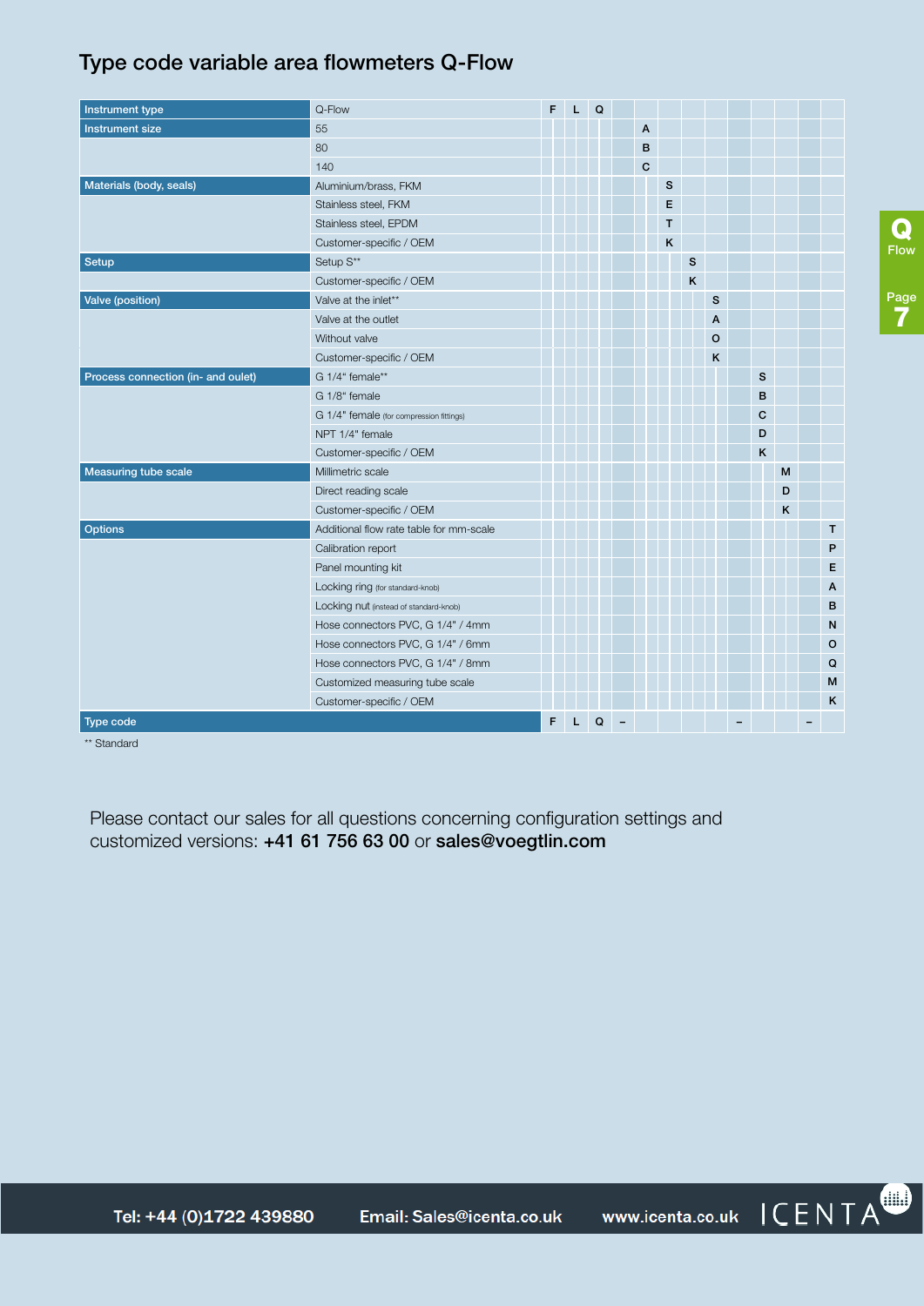## Type code variable area flowmeters Q-Flow

| | | | | | | | | | | | | | | |
|---|---|---|---|---|---|---|---|---|---|---|---|---|---|---|
| Instrument type | Q-Flow | F | L | Q | | | | | | | | | | |
| Instrument size | 55 | | | | | A | | | | | | | | |
| | 80 | | | | | B | | | | | | | | |
| | 140 | | | | | C | | | | | | | | |
| Materials (body, seals) | Aluminium/brass, FKM | | | | | | S | | | | | | | |
| | Stainless steel, FKM | | | | | | E | | | | | | | |
| | Stainless steel, EPDM | | | | | | T | | | | | | | |
| | Customer-specific / OEM | | | | | | K | | | | | | | |
| Setup | Setup S** | | | | | | | S | | | | | | |
| | Customer-specific / OEM | | | | | | | K | | | | | | |
| Valve (position) | Valve at the inlet** | | | | | | | | S | | | | | |
| | Valve at the outlet | | | | | | | | A | | | | | |
| | Without valve | | | | | | | | O | | | | | |
| | Customer-specific / OEM | | | | | | | | K | | | | | |
| Process connection (in- and oulet) | G 1/4" female** | | | | | | | | | | S | | | |
| | G 1/8" female | | | | | | | | | | B | | | |
| | G 1/4" female (for compression fittings) | | | | | | | | | | C | | | |
| | NPT 1/4" female | | | | | | | | | | D | | | |
| | Customer-specific / OEM | | | | | | | | | | K | | | |
| Measuring tube scale | Millimetric scale | | | | | | | | | | | M | | |
| | Direct reading scale | | | | | | | | | | | D | | |
| | Customer-specific / OEM | | | | | | | | | | | K | | |
| Options | Additional flow rate table for mm-scale | | | | | | | | | | | | | T |
| | Calibration report | | | | | | | | | | | | | P |
| | Panel mounting kit | | | | | | | | | | | | | E |
| | Locking ring (for standard-knob) | | | | | | | | | | | | | A |
| | Locking nut (instead of standard-knob) | | | | | | | | | | | | | B |
| | Hose connectors PVC, G 1/4" / 4mm | | | | | | | | | | | | | N |
| | Hose connectors PVC, G 1/4" / 6mm | | | | | | | | | | | | | O |
| | Hose connectors PVC, G 1/4" / 8mm | | | | | | | | | | | | | Q |
| | Customized measuring tube scale | | | | | | | | | | | | | M |
| | Customer-specific / OEM | | | | | | | | | | | | | K |
| Type code | | F | L | Q | – | | | | | – | | | – | |

** Standard

Please contact our sales for all questions concerning configuration settings and customized versions: **+41 61 756 63 00** or **sales@voegtlin.com**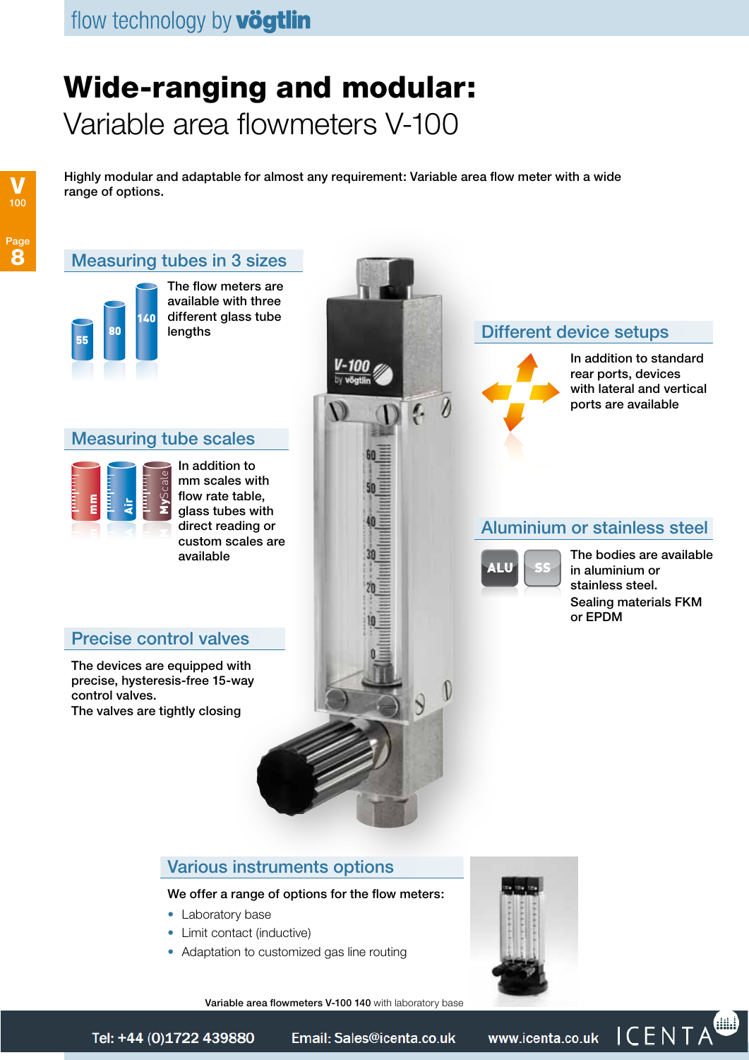# Wide-ranging and modular:
Variable area flowmeters V-100

Highly modular and adaptable for almost any requirement: Variable area flow meter with a wide range of options.

## Measuring tubes in 3 sizes

The flow meters are available with three different glass tube lengths

## Measuring tube scales

In addition to mm scales with flow rate table, glass tubes with direct reading or custom scales are available

## Precise control valves

The devices are equipped with precise, hysteresis-free 15-way control valves.
The valves are tightly closing

## Different device setups

In addition to standard rear ports, devices with lateral and vertical ports are available

## Aluminium or stainless steel

The bodies are available in aluminium or stainless steel.
Sealing materials FKM or EPDM

## Various instruments options

We offer a range of options for the flow meters:

- Laboratory base
- Limit contact (inductive)
- Adaptation to customized gas line routing

**Variable area flowmeters V-100 140** with laboratory base

Tel: +44 (0)1722 439880 Email: Sales@icenta.co.uk www.icenta.co.uk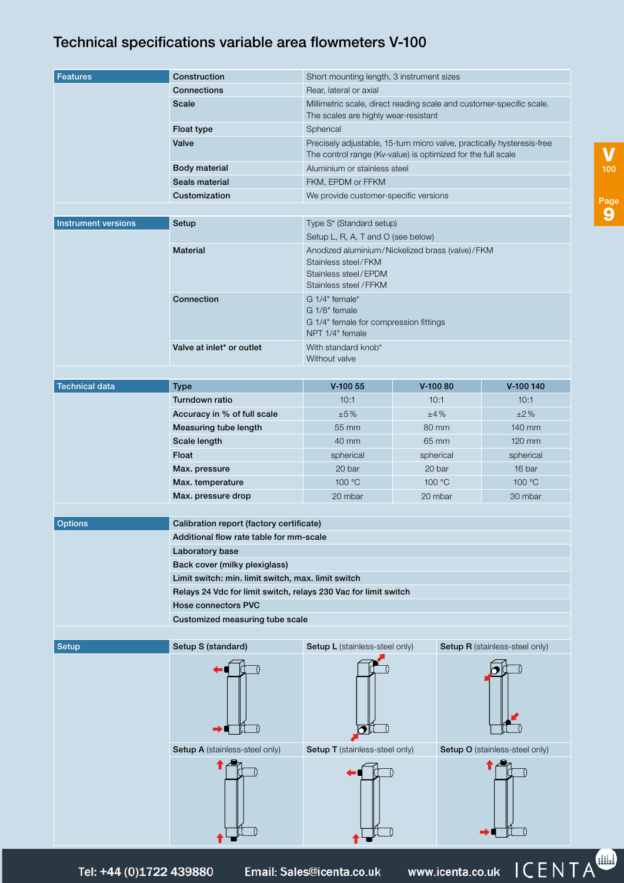# Technical specifications variable area flowmeters V-100

| Features | | |
|---|---|---|
| | **Construction** | Short mounting length, 3 instrument sizes |
| | **Connections** | Rear, lateral or axial |
| | **Scale** | Millimetric scale, direct reading scale and customer-specific scale. The scales are highly wear-resistant |
| | **Float type** | Spherical |
| | **Valve** | Precisely adjustable, 15-turn micro valve, practically hysteresis-free The control range (Kv-value) is optimized for the full scale |
| | **Body material** | Aluminium or stainless steel |
| | **Seals material** | FKM, EPDM or FFKM |
| | **Customization** | We provide customer-specific versions |

| Instrument versions | | |
|---|---|---|
| | **Setup** | Type S* (Standard setup)<br>Setup L, R, A, T and O (see below) |
| | **Material** | Anodized aluminium/Nickelized brass (valve)/FKM<br>Stainless steel/FKM<br>Stainless steel/EPDM<br>Stainless steel/FFKM |
| | **Connection** | G 1/4" female*<br>G 1/8" female<br>G 1/4" female for compression fittings<br>NPT 1/4" female |
| | **Valve at inlet* or outlet** | With standard knob*<br>Without valve |

| Technical data | Type | V-100 55 | V-100 80 | V-100 140 |
|---|---|---|---|---|
| | **Turndown ratio** | 10:1 | 10:1 | 10:1 |
| | **Accuracy in % of full scale** | ±5% | ±4% | ±2% |
| | **Measuring tube length** | 55 mm | 80 mm | 140 mm |
| | **Scale length** | 40 mm | 65 mm | 120 mm |
| | **Float** | spherical | spherical | spherical |
| | **Max. pressure** | 20 bar | 20 bar | 16 bar |
| | **Max. temperature** | 100 °C | 100 °C | 100 °C |
| | **Max. pressure drop** | 20 mbar | 20 mbar | 30 mbar |

| Options | |
|---|---|
| | **Calibration report (factory certificate)** |
| | **Additional flow rate table for mm-scale** |
| | **Laboratory base** |
| | **Back cover (milky plexiglass)** |
| | **Limit switch: min. limit switch, max. limit switch** |
| | **Relays 24 Vdc for limit switch, relays 230 Vac for limit switch** |
| | **Hose connectors PVC** |
| | **Customized measuring tube scale** |

| Setup | | | |
|---|---|---|---|
| | **Setup S** (standard) | **Setup L** (stainless-steel only) | **Setup R** (stainless-steel only) |
| | **Setup A** (stainless-steel only) | **Setup T** (stainless-steel only) | **Setup O** (stainless-steel only) |

Tel: +44 (0)1722 439880 Email: Sales@icenta.co.uk www.icenta.co.uk ICENTA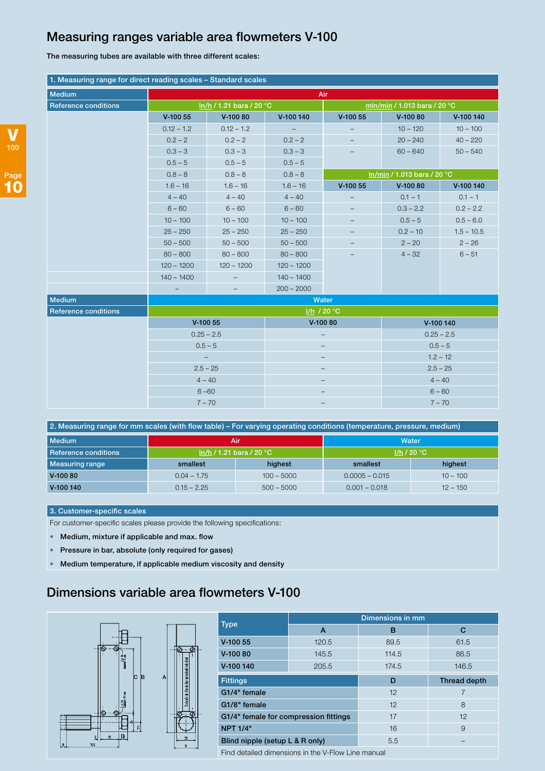# Measuring ranges variable area flowmeters V-100

**The measuring tubes are available with three different scales:**

## 1. Measuring range for direct reading scales – Standard scales

| Medium | Air | | | | | |
|---|---|---|---|---|---|---|
| Reference conditions | ln/h / 1.21 bara / 20 °C | | | mln/min / 1.013 bara / 20 °C | | |
| | V-100 55 | V-100 80 | V-100 140 | V-100 55 | V-100 80 | V-100 140 |
| | 0.12 – 1.2 | 0.12 – 1.2 | – | – | 10 – 120 | 10 – 100 |
| | 0.2 – 2 | 0.2 – 2 | 0.2 – 2 | – | 20 – 240 | 40 – 220 |
| | 0.3 – 3 | 0.3 – 3 | 0.3 – 3 | – | 60 – 640 | 50 – 540 |
| | 0.5 – 5 | 0.5 – 5 | 0.5 – 5 | | | |
| | 0.8 – 8 | 0.8 – 8 | 0.8 – 8 | ln/min / 1.013 bara / 20 °C | | |
| | 1.6 – 16 | 1.6 – 16 | 1.6 – 16 | V-100 55 | V-100 80 | V-100 140 |
| | 4 – 40 | 4 – 40 | 4 – 40 | – | 0.1 – 1 | 0.1 – 1 |
| | 6 – 60 | 6 – 60 | 6 – 60 | – | 0.3 – 2.2 | 0.2 – 2.2 |
| | 10 – 100 | 10 – 100 | 10 – 100 | – | 0.5 – 5 | 0.5 – 6.0 |
| | 25 – 250 | 25 – 250 | 25 – 250 | – | 0.2 – 10 | 1.5 – 10.5 |
| | 50 – 500 | 50 – 500 | 50 – 500 | – | 2 – 20 | 2 – 26 |
| | 80 – 800 | 80 – 800 | 80 – 800 | – | 4 – 32 | 6 – 51 |
| | 120 – 1200 | 120 – 1200 | 120 – 1200 | | | |
| | 140 – 1400 | – | 140 – 1400 | | | |
| | – | – | 200 – 2000 | | | |

| Medium | Water | | |
|---|---|---|---|
| Reference conditions | l/h / 20 °C | | |
| | V-100 55 | V-100 80 | V-100 140 |
| | 0.25 – 2.5 | – | 0.25 – 2.5 |
| | 0.5 – 5 | – | 0.5 – 5 |
| | – | – | 1.2 – 12 |
| | 2.5 – 25 | – | 2.5 – 25 |
| | 4 – 40 | – | 4 – 40 |
| | 6 –60 | – | 6 – 60 |
| | 7 – 70 | – | 7 – 70 |

## 2. Measuring range for mm scales (with flow table) – For varying operating conditions (temperature, pressure, medium)

| Medium | Air | | Water | |
|---|---|---|---|---|
| Reference conditions | ln/h / 1.21 bara / 20 °C | | l/h / 20 °C | |
| Measuring range | smallest | highest | smallest | highest |
| V-100 80 | 0.04 – 1.75 | 100 – 5000 | 0.0005 – 0.015 | 10 – 100 |
| V-100 140 | 0.15 – 2.25 | 500 – 5000 | 0.001 – 0.018 | 12 – 150 |

## 3. Customer-specific scales

For customer-specific scales please provide the following specifications:

- **Medium, mixture if applicable and max. flow**
- **Pressure in bar, absolute (only required for gases)**
- **Medium temperature, if applicable medium viscosity and density**

# Dimensions variable area flowmeters V-100

| Type | Dimensions in mm | | |
|---|---|---|---|
| | A | B | C |
| V-100 55 | 120.5 | 89.5 | 61.5 |
| V-100 80 | 145.5 | 114.5 | 86.5 |
| V-100 140 | 205.5 | 174.5 | 146.5 |

| Fittings | D | Thread depth |
|---|---|---|
| G1/4" female | 12 | 7 |
| G1/8" female | 12 | 8 |
| G1/4" female for compression fittings | 17 | 12 |
| NPT 1/4" | 16 | 9 |
| Blind nipple (setup L & R only) | 5.5 | – |

Find detailed dimensions in the V-Flow Line manual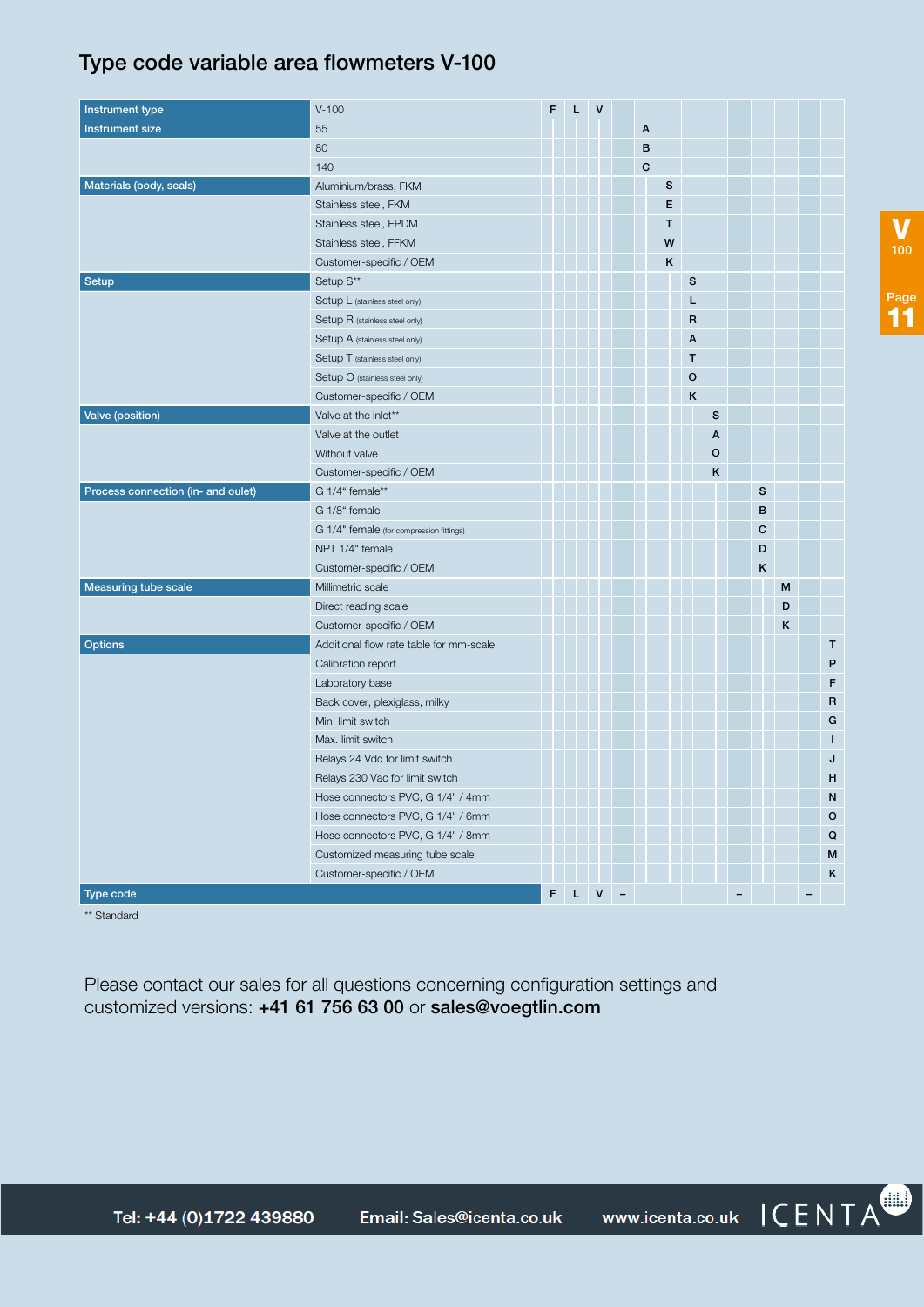# Type code variable area flowmeters V-100

| | | | | | | | | | | | | | | |
|---|---|---|---|---|---|---|---|---|---|---|---|---|---|---|
| **Instrument type** | V-100 | F | L | V | | | | | | | | | | |
| **Instrument size** | 55 | | | | | A | | | | | | | | |
| | 80 | | | | | B | | | | | | | | |
| | 140 | | | | | C | | | | | | | | |
| **Materials (body, seals)** | Aluminium/brass, FKM | | | | | | S | | | | | | | |
| | Stainless steel, FKM | | | | | | E | | | | | | | |
| | Stainless steel, EPDM | | | | | | T | | | | | | | |
| | Stainless steel, FFKM | | | | | | W | | | | | | | |
| | Customer-specific / OEM | | | | | | K | | | | | | | |
| **Setup** | Setup S** | | | | | | | S | | | | | | |
| | Setup L (stainless steel only) | | | | | | | L | | | | | | |
| | Setup R (stainless steel only) | | | | | | | R | | | | | | |
| | Setup A (stainless steel only) | | | | | | | A | | | | | | |
| | Setup T (stainless steel only) | | | | | | | T | | | | | | |
| | Setup O (stainless steel only) | | | | | | | O | | | | | | |
| | Customer-specific / OEM | | | | | | | K | | | | | | |
| **Valve (position)** | Valve at the inlet** | | | | | | | | S | | | | | |
| | Valve at the outlet | | | | | | | | A | | | | | |
| | Without valve | | | | | | | | O | | | | | |
| | Customer-specific / OEM | | | | | | | | K | | | | | |
| **Process connection (in- and oulet)** | G 1/4" female** | | | | | | | | | | S | | | |
| | G 1/8" female | | | | | | | | | | B | | | |
| | G 1/4" female (for compression fittings) | | | | | | | | | | C | | | |
| | NPT 1/4" female | | | | | | | | | | D | | | |
| | Customer-specific / OEM | | | | | | | | | | K | | | |
| **Measuring tube scale** | Millimetric scale | | | | | | | | | | | M | | |
| | Direct reading scale | | | | | | | | | | | D | | |
| | Customer-specific / OEM | | | | | | | | | | | K | | |
| **Options** | Additional flow rate table for mm-scale | | | | | | | | | | | | | T |
| | Calibration report | | | | | | | | | | | | | P |
| | Laboratory base | | | | | | | | | | | | | F |
| | Back cover, plexiglass, milky | | | | | | | | | | | | | R |
| | Min. limit switch | | | | | | | | | | | | | G |
| | Max. limit switch | | | | | | | | | | | | | I |
| | Relays 24 Vdc for limit switch | | | | | | | | | | | | | J |
| | Relays 230 Vac for limit switch | | | | | | | | | | | | | H |
| | Hose connectors PVC, G 1/4" / 4mm | | | | | | | | | | | | | N |
| | Hose connectors PVC, G 1/4" / 6mm | | | | | | | | | | | | | O |
| | Hose connectors PVC, G 1/4" / 8mm | | | | | | | | | | | | | Q |
| | Customized measuring tube scale | | | | | | | | | | | | | M |
| | Customer-specific / OEM | | | | | | | | | | | | | K |
| **Type code** | | F | L | V | – | | | | | – | | | – | |

** Standard

Please contact our sales for all questions concerning configuration settings and customized versions: **+41 61 756 63 00** or **sales@voegtlin.com**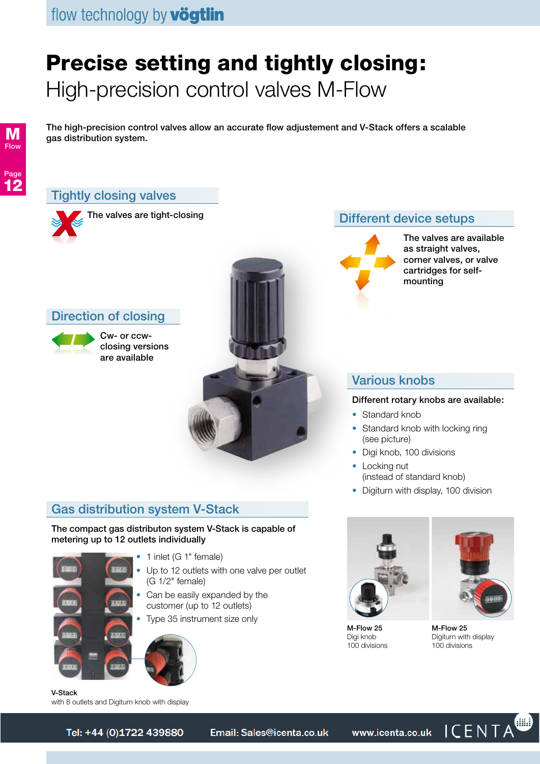# Precise setting and tightly closing:

High-precision control valves M-Flow

**The high-precision control valves allow an accurate flow adjustement and V-Stack offers a scalable gas distribution system.**

## Tightly closing valves

**The valves are tight-closing**

## Direction of closing

**Cw- or ccw-closing versions are available**

## Different device setups

**The valves are available as straight valves, corner valves, or valve cartridges for self-mounting**

## Various knobs

**Different rotary knobs are available:**

- Standard knob
- Standard knob with locking ring (see picture)
- Digi knob, 100 divisions
- Locking nut (instead of standard knob)
- Digiturn with display, 100 division

**M-Flow 25**
Digi knob
100 divisions

**M-Flow 25**
Digiturn with display
100 divisions

## Gas distribution system V-Stack

**The compact gas distributon system V-Stack is capable of metering up to 12 outlets individually**

- 1 inlet (G 1" female)
- Up to 12 outlets with one valve per outlet (G 1/2" female)
- Can be easily expanded by the customer (up to 12 outlets)
- Type 35 instrument size only

**V-Stack**
with 8 outlets and Digiturn knob with display

Tel: +44 (0)1722 439880 Email: Sales@icenta.co.uk www.icenta.co.uk ICENTA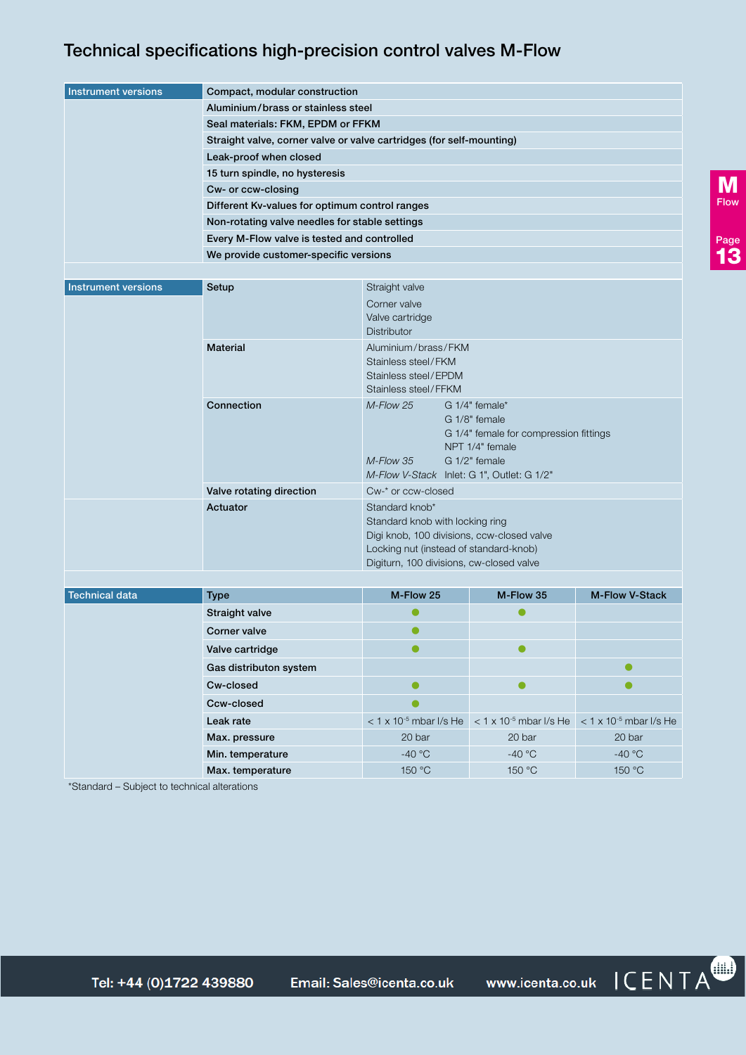# Technical specifications high-precision control valves M-Flow

| | |
|---|---|
| **Instrument versions** | **Compact, modular construction** |
| | **Aluminium/brass or stainless steel** |
| | **Seal materials: FKM, EPDM or FFKM** |
| | **Straight valve, corner valve or valve cartridges (for self-mounting)** |
| | **Leak-proof when closed** |
| | **15 turn spindle, no hysteresis** |
| | **Cw- or ccw-closing** |
| | **Different Kv-values for optimum control ranges** |
| | **Non-rotating valve needles for stable settings** |
| | **Every M-Flow valve is tested and controlled** |
| | **We provide customer-specific versions** |

| | | | |
|---|---|---|---|
| **Instrument versions** | **Setup** | Straight valve<br>Corner valve<br>Valve cartridge<br>Distributor | |
| | **Material** | Aluminium/brass/FKM<br>Stainless steel/FKM<br>Stainless steel/EPDM<br>Stainless steel/FFKM | |
| | **Connection** | *M-Flow 25* | G 1/4" female*<br>G 1/8" female<br>G 1/4" female for compression fittings<br>NPT 1/4" female |
| | | *M-Flow 35* | G 1/2" female |
| | | *M-Flow V-Stack* | Inlet: G 1", Outlet: G 1/2" |
| | **Valve rotating direction** | Cw-* or ccw-closed | |
| | **Actuator** | Standard knob*<br>Standard knob with locking ring<br>Digi knob, 100 divisions, ccw-closed valve<br>Locking nut (instead of standard-knob)<br>Digiturn, 100 divisions, cw-closed valve | |

| **Technical data** | **Type** | **M-Flow 25** | **M-Flow 35** | **M-Flow V-Stack** |
|---|---|---|---|---|
| | **Straight valve** | ● | ● | |
| | **Corner valve** | ● | | |
| | **Valve cartridge** | ● | ● | |
| | **Gas distributon system** | | | ● |
| | **Cw-closed** | ● | ● | ● |
| | **Ccw-closed** | ● | | |
| | **Leak rate** | < 1 x $10^{-5}$ mbar l/s He | < 1 x $10^{-5}$ mbar l/s He | < 1 x $10^{-5}$ mbar l/s He |
| | **Max. pressure** | 20 bar | 20 bar | 20 bar |
| | **Min. temperature** | -40 °C | -40 °C | -40 °C |
| | **Max. temperature** | 150 °C | 150 °C | 150 °C |

*Standard – Subject to technical alterations

Tel: +44 (0)1722 439880 Email: Sales@icenta.co.uk www.icenta.co.uk ICENTA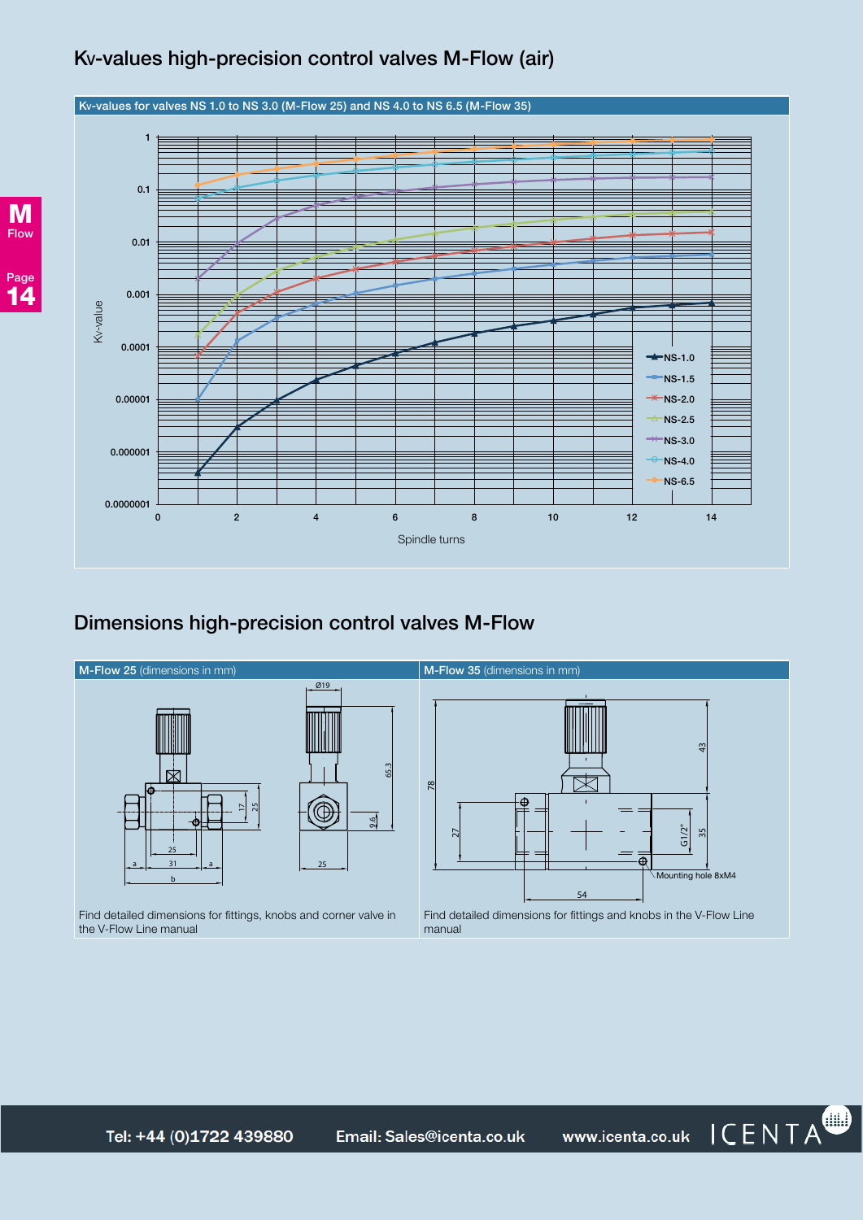## Kv-values high-precision control valves M-Flow (air)

**Kv-values for valves NS 1.0 to NS 3.0 (M-Flow 25) and NS 4.0 to NS 6.5 (M-Flow 35)**

Kv-value

1
0.1
0.01
0.001
0.0001
0.00001
0.000001
0.0000001

0 2 4 6 8 10 12 14

Spindle turns

NS-1.0
NS-1.5
NS-2.0
NS-2.5
NS-3.0
NS-4.0
NS-6.5

## Dimensions high-precision control valves M-Flow

**M-Flow 25** (dimensions in mm)

Ø19
65.3
17
25
9.6
25
31
a
a
b
25

Find detailed dimensions for fittings, knobs and corner valve in the V-Flow Line manual

**M-Flow 35** (dimensions in mm)

43
78
27
G1/2"
35
54
Mounting hole 8xM4

Find detailed dimensions for fittings and knobs in the V-Flow Line manual

Tel: +44 (0)1722 439880 Email: Sales@icenta.co.uk www.icenta.co.uk ICENTA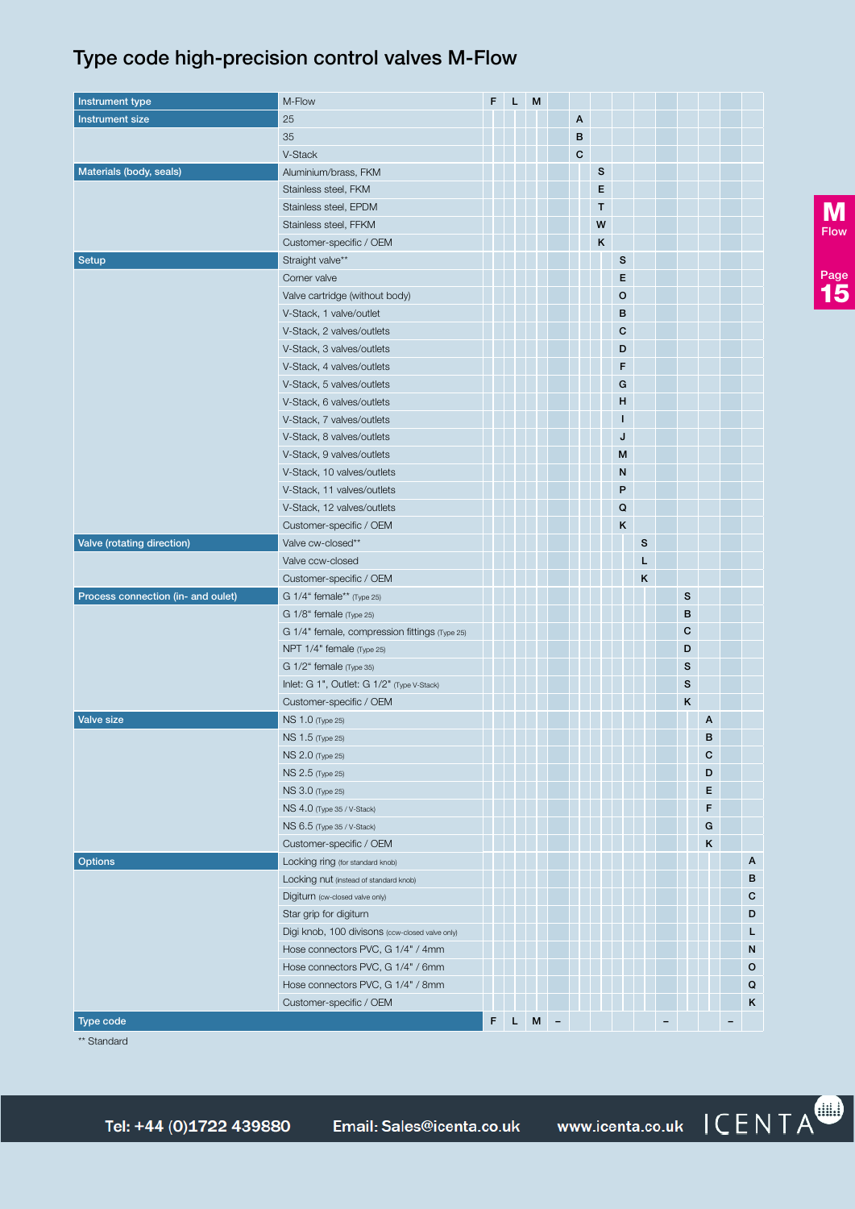# Type code high-precision control valves M-Flow

| | | | | | | | | | | | | | |
|---|---|---|---|---|---|---|---|---|---|---|---|---|---|
| Instrument type | M-Flow | F | L | M | | | | | | | | | |
| Instrument size | 25 | | | | | A | | | | | | | |
| | 35 | | | | | B | | | | | | | |
| | V-Stack | | | | | C | | | | | | | |
| Materials (body, seals) | Aluminium/brass, FKM | | | | | | S | | | | | | |
| | Stainless steel, FKM | | | | | | E | | | | | | |
| | Stainless steel, EPDM | | | | | | T | | | | | | |
| | Stainless steel, FFKM | | | | | | W | | | | | | |
| | Customer-specific / OEM | | | | | | K | | | | | | |
| Setup | Straight valve** | | | | | | | S | | | | | |
| | Corner valve | | | | | | | E | | | | | |
| | Valve cartridge (without body) | | | | | | | O | | | | | |
| | V-Stack, 1 valve/outlet | | | | | | | B | | | | | |
| | V-Stack, 2 valves/outlets | | | | | | | C | | | | | |
| | V-Stack, 3 valves/outlets | | | | | | | D | | | | | |
| | V-Stack, 4 valves/outlets | | | | | | | F | | | | | |
| | V-Stack, 5 valves/outlets | | | | | | | G | | | | | |
| | V-Stack, 6 valves/outlets | | | | | | | H | | | | | |
| | V-Stack, 7 valves/outlets | | | | | | | I | | | | | |
| | V-Stack, 8 valves/outlets | | | | | | | J | | | | | |
| | V-Stack, 9 valves/outlets | | | | | | | M | | | | | |
| | V-Stack, 10 valves/outlets | | | | | | | N | | | | | |
| | V-Stack, 11 valves/outlets | | | | | | | P | | | | | |
| | V-Stack, 12 valves/outlets | | | | | | | Q | | | | | |
| | Customer-specific / OEM | | | | | | | K | | | | | |
| Valve (rotating direction) | Valve cw-closed** | | | | | | | | S | | | | |
| | Valve ccw-closed | | | | | | | | L | | | | |
| | Customer-specific / OEM | | | | | | | | K | | | | |
| Process connection (in- and oulet) | G 1/4" female** (Type 25) | | | | | | | | | | S | | |
| | G 1/8" female (Type 25) | | | | | | | | | | B | | |
| | G 1/4" female, compression fittings (Type 25) | | | | | | | | | | C | | |
| | NPT 1/4" female (Type 25) | | | | | | | | | | D | | |
| | G 1/2" female (Type 35) | | | | | | | | | | S | | |
| | Inlet: G 1", Outlet: G 1/2" (Type V-Stack) | | | | | | | | | | S | | |
| | Customer-specific / OEM | | | | | | | | | | K | | |
| Valve size | NS 1.0 (Type 25) | | | | | | | | | | | A | |
| | NS 1.5 (Type 25) | | | | | | | | | | | B | |
| | NS 2.0 (Type 25) | | | | | | | | | | | C | |
| | NS 2.5 (Type 25) | | | | | | | | | | | D | |
| | NS 3.0 (Type 25) | | | | | | | | | | | E | |
| | NS 4.0 (Type 35 / V-Stack) | | | | | | | | | | | F | |
| | NS 6.5 (Type 35 / V-Stack) | | | | | | | | | | | G | |
| | Customer-specific / OEM | | | | | | | | | | | K | |
| Options | Locking ring (for standard knob) | | | | | | | | | | | | A |
| | Locking nut (instead of standard knob) | | | | | | | | | | | | B |
| | Digiturn (cw-closed valve only) | | | | | | | | | | | | C |
| | Star grip for digiturn | | | | | | | | | | | | D |
| | Digi knob, 100 divisons (ccw-closed valve only) | | | | | | | | | | | | L |
| | Hose connectors PVC, G 1/4" / 4mm | | | | | | | | | | | | N |
| | Hose connectors PVC, G 1/4" / 6mm | | | | | | | | | | | | O |
| | Hose connectors PVC, G 1/4" / 8mm | | | | | | | | | | | | Q |
| | Customer-specific / OEM | | | | | | | | | | | | K |
| Type code | | F | L | M | – | | | | | – | | | – |

** Standard

Tel: +44 (0)1722 439880 Email: Sales@icenta.co.uk www.icenta.co.uk ICENTA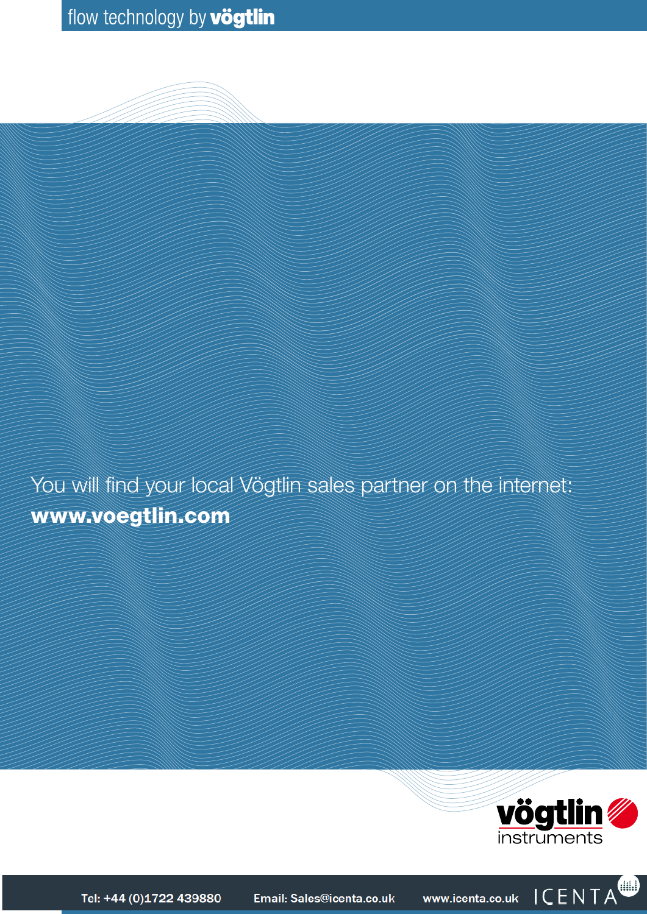flow technology by **vögtlin**

You will find your local Vögtlin sales partner on the internet:

**www.voegtlin.com**

vögtlin instruments

Tel: +44 (0)1722 439880 Email: Sales@icenta.co.uk www.icenta.co.uk ICENTA